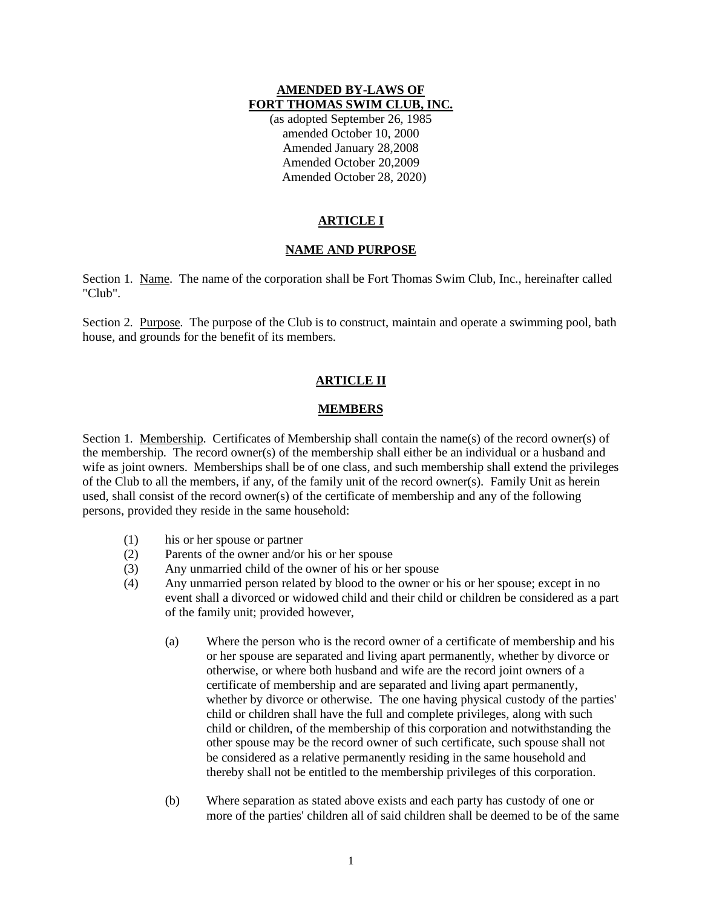**AMENDED BY-LAWS OF**
**FORT THOMAS SWIM CLUB, INC.**

(as adopted September 26, 1985
amended October 10, 2000
Amended January 28,2008
Amended October 20,2009
Amended October 28, 2020)

## ARTICLE I

## NAME AND PURPOSE

Section 1. Name. The name of the corporation shall be Fort Thomas Swim Club, Inc., hereinafter called "Club".

Section 2. Purpose. The purpose of the Club is to construct, maintain and operate a swimming pool, bath house, and grounds for the benefit of its members.

## ARTICLE II

## MEMBERS

Section 1. Membership. Certificates of Membership shall contain the name(s) of the record owner(s) of the membership. The record owner(s) of the membership shall either be an individual or a husband and wife as joint owners. Memberships shall be of one class, and such membership shall extend the privileges of the Club to all the members, if any, of the family unit of the record owner(s). Family Unit as herein used, shall consist of the record owner(s) of the certificate of membership and any of the following persons, provided they reside in the same household:

(1) his or her spouse or partner
(2) Parents of the owner and/or his or her spouse
(3) Any unmarried child of the owner of his or her spouse
(4) Any unmarried person related by blood to the owner or his or her spouse; except in no event shall a divorced or widowed child and their child or children be considered as a part of the family unit; provided however,

    (a) Where the person who is the record owner of a certificate of membership and his or her spouse are separated and living apart permanently, whether by divorce or otherwise, or where both husband and wife are the record joint owners of a certificate of membership and are separated and living apart permanently, whether by divorce or otherwise. The one having physical custody of the parties' child or children shall have the full and complete privileges, along with such child or children, of the membership of this corporation and notwithstanding the other spouse may be the record owner of such certificate, such spouse shall not be considered as a relative permanently residing in the same household and thereby shall not be entitled to the membership privileges of this corporation.

    (b) Where separation as stated above exists and each party has custody of one or more of the parties' children all of said children shall be deemed to be of the same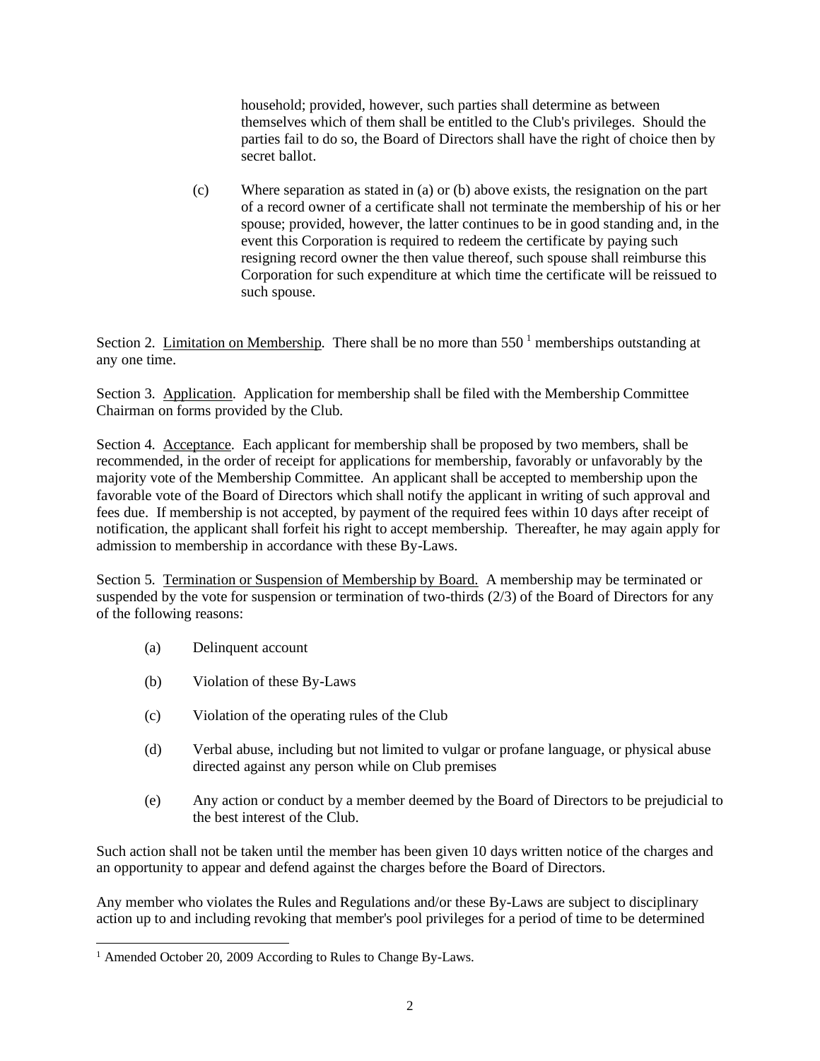household; provided, however, such parties shall determine as between themselves which of them shall be entitled to the Club's privileges. Should the parties fail to do so, the Board of Directors shall have the right of choice then by secret ballot.

(c) Where separation as stated in (a) or (b) above exists, the resignation on the part of a record owner of a certificate shall not terminate the membership of his or her spouse; provided, however, the latter continues to be in good standing and, in the event this Corporation is required to redeem the certificate by paying such resigning record owner the then value thereof, such spouse shall reimburse this Corporation for such expenditure at which time the certificate will be reissued to such spouse.

Section 2. <u>Limitation on Membership</u>. There shall be no more than 550 [1] memberships outstanding at any one time.

Section 3. <u>Application</u>. Application for membership shall be filed with the Membership Committee Chairman on forms provided by the Club.

Section 4. <u>Acceptance</u>. Each applicant for membership shall be proposed by two members, shall be recommended, in the order of receipt for applications for membership, favorably or unfavorably by the majority vote of the Membership Committee. An applicant shall be accepted to membership upon the favorable vote of the Board of Directors which shall notify the applicant in writing of such approval and fees due. If membership is not accepted, by payment of the required fees within 10 days after receipt of notification, the applicant shall forfeit his right to accept membership. Thereafter, he may again apply for admission to membership in accordance with these By-Laws.

Section 5. <u>Termination or Suspension of Membership by Board.</u> A membership may be terminated or suspended by the vote for suspension or termination of two-thirds (2/3) of the Board of Directors for any of the following reasons:

(a) Delinquent account

(b) Violation of these By-Laws

(c) Violation of the operating rules of the Club

(d) Verbal abuse, including but not limited to vulgar or profane language, or physical abuse directed against any person while on Club premises

(e) Any action or conduct by a member deemed by the Board of Directors to be prejudicial to the best interest of the Club.

Such action shall not be taken until the member has been given 10 days written notice of the charges and an opportunity to appear and defend against the charges before the Board of Directors.

Any member who violates the Rules and Regulations and/or these By-Laws are subject to disciplinary action up to and including revoking that member's pool privileges for a period of time to be determined

[1] Amended October 20, 2009 According to Rules to Change By-Laws.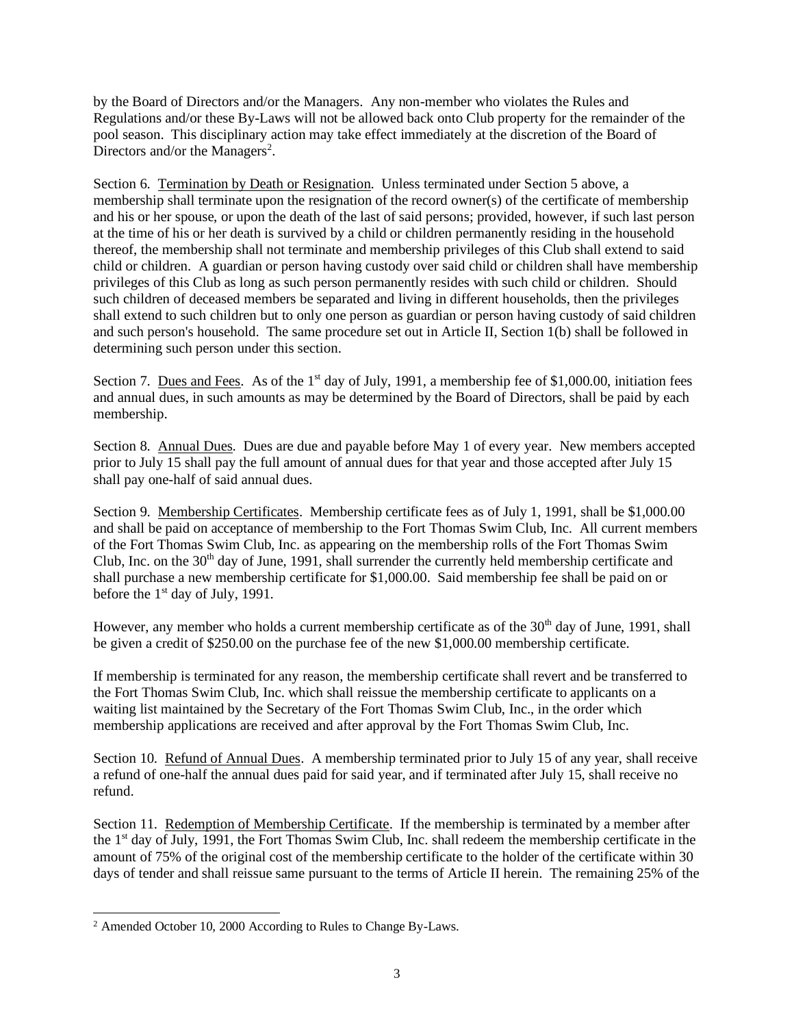by the Board of Directors and/or the Managers. Any non-member who violates the Rules and Regulations and/or these By-Laws will not be allowed back onto Club property for the remainder of the pool season. This disciplinary action may take effect immediately at the discretion of the Board of Directors and/or the Managers[2].

Section 6. Termination by Death or Resignation. Unless terminated under Section 5 above, a membership shall terminate upon the resignation of the record owner(s) of the certificate of membership and his or her spouse, or upon the death of the last of said persons; provided, however, if such last person at the time of his or her death is survived by a child or children permanently residing in the household thereof, the membership shall not terminate and membership privileges of this Club shall extend to said child or children. A guardian or person having custody over said child or children shall have membership privileges of this Club as long as such person permanently resides with such child or children. Should such children of deceased members be separated and living in different households, then the privileges shall extend to such children but to only one person as guardian or person having custody of said children and such person's household. The same procedure set out in Article II, Section 1(b) shall be followed in determining such person under this section.

Section 7. Dues and Fees. As of the 1st day of July, 1991, a membership fee of $1,000.00, initiation fees and annual dues, in such amounts as may be determined by the Board of Directors, shall be paid by each membership.

Section 8. Annual Dues. Dues are due and payable before May 1 of every year. New members accepted prior to July 15 shall pay the full amount of annual dues for that year and those accepted after July 15 shall pay one-half of said annual dues.

Section 9. Membership Certificates. Membership certificate fees as of July 1, 1991, shall be $1,000.00 and shall be paid on acceptance of membership to the Fort Thomas Swim Club, Inc. All current members of the Fort Thomas Swim Club, Inc. as appearing on the membership rolls of the Fort Thomas Swim Club, Inc. on the 30th day of June, 1991, shall surrender the currently held membership certificate and shall purchase a new membership certificate for $1,000.00. Said membership fee shall be paid on or before the 1st day of July, 1991.

However, any member who holds a current membership certificate as of the 30th day of June, 1991, shall be given a credit of $250.00 on the purchase fee of the new $1,000.00 membership certificate.

If membership is terminated for any reason, the membership certificate shall revert and be transferred to the Fort Thomas Swim Club, Inc. which shall reissue the membership certificate to applicants on a waiting list maintained by the Secretary of the Fort Thomas Swim Club, Inc., in the order which membership applications are received and after approval by the Fort Thomas Swim Club, Inc.

Section 10. Refund of Annual Dues. A membership terminated prior to July 15 of any year, shall receive a refund of one-half the annual dues paid for said year, and if terminated after July 15, shall receive no refund.

Section 11. Redemption of Membership Certificate. If the membership is terminated by a member after the 1st day of July, 1991, the Fort Thomas Swim Club, Inc. shall redeem the membership certificate in the amount of 75% of the original cost of the membership certificate to the holder of the certificate within 30 days of tender and shall reissue same pursuant to the terms of Article II herein. The remaining 25% of the

[2] Amended October 10, 2000 According to Rules to Change By-Laws.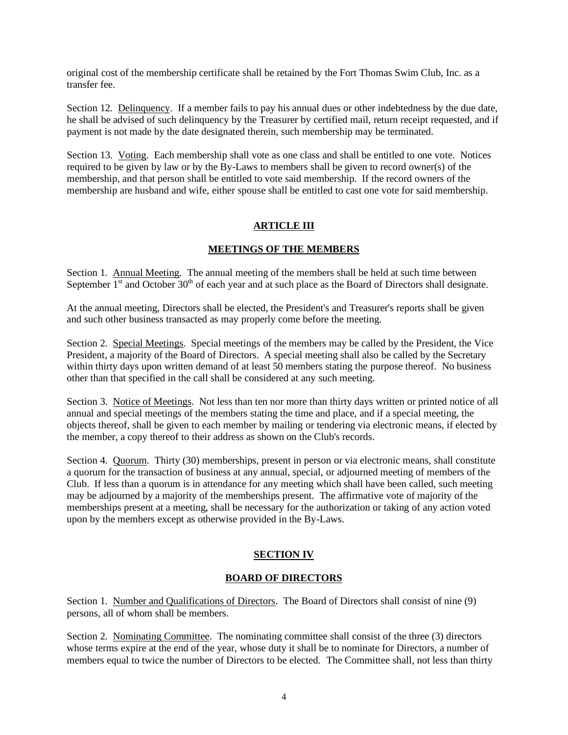original cost of the membership certificate shall be retained by the Fort Thomas Swim Club, Inc. as a transfer fee.

Section 12. Delinquency. If a member fails to pay his annual dues or other indebtedness by the due date, he shall be advised of such delinquency by the Treasurer by certified mail, return receipt requested, and if payment is not made by the date designated therein, such membership may be terminated.

Section 13. Voting. Each membership shall vote as one class and shall be entitled to one vote. Notices required to be given by law or by the By-Laws to members shall be given to record owner(s) of the membership, and that person shall be entitled to vote said membership. If the record owners of the membership are husband and wife, either spouse shall be entitled to cast one vote for said membership.

## ARTICLE III

## MEETINGS OF THE MEMBERS

Section 1. Annual Meeting. The annual meeting of the members shall be held at such time between September 1st and October 30th of each year and at such place as the Board of Directors shall designate.

At the annual meeting, Directors shall be elected, the President's and Treasurer's reports shall be given and such other business transacted as may properly come before the meeting.

Section 2. Special Meetings. Special meetings of the members may be called by the President, the Vice President, a majority of the Board of Directors. A special meeting shall also be called by the Secretary within thirty days upon written demand of at least 50 members stating the purpose thereof. No business other than that specified in the call shall be considered at any such meeting.

Section 3. Notice of Meetings. Not less than ten nor more than thirty days written or printed notice of all annual and special meetings of the members stating the time and place, and if a special meeting, the objects thereof, shall be given to each member by mailing or tendering via electronic means, if elected by the member, a copy thereof to their address as shown on the Club's records.

Section 4. Quorum. Thirty (30) memberships, present in person or via electronic means, shall constitute a quorum for the transaction of business at any annual, special, or adjourned meeting of members of the Club. If less than a quorum is in attendance for any meeting which shall have been called, such meeting may be adjourned by a majority of the memberships present. The affirmative vote of majority of the memberships present at a meeting, shall be necessary for the authorization or taking of any action voted upon by the members except as otherwise provided in the By-Laws.

## SECTION IV

## BOARD OF DIRECTORS

Section 1. Number and Qualifications of Directors. The Board of Directors shall consist of nine (9) persons, all of whom shall be members.

Section 2. Nominating Committee. The nominating committee shall consist of the three (3) directors whose terms expire at the end of the year, whose duty it shall be to nominate for Directors, a number of members equal to twice the number of Directors to be elected. The Committee shall, not less than thirty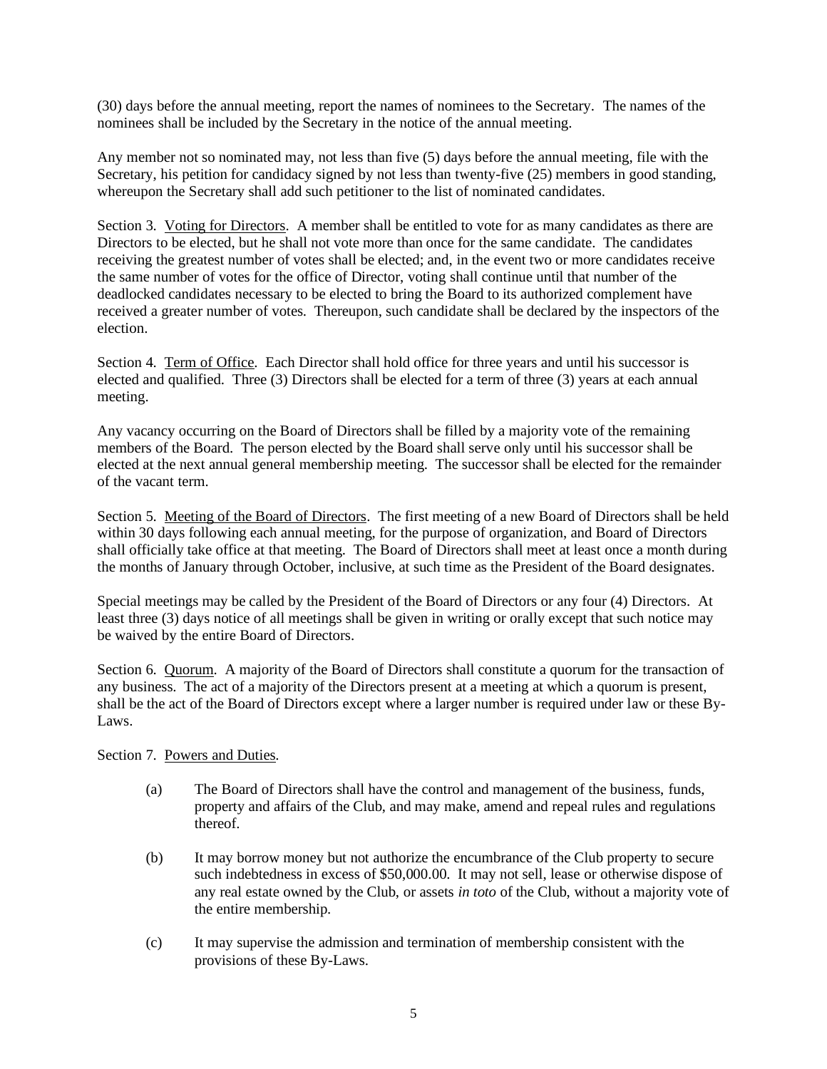(30) days before the annual meeting, report the names of nominees to the Secretary. The names of the nominees shall be included by the Secretary in the notice of the annual meeting.

Any member not so nominated may, not less than five (5) days before the annual meeting, file with the Secretary, his petition for candidacy signed by not less than twenty-five (25) members in good standing, whereupon the Secretary shall add such petitioner to the list of nominated candidates.

Section 3. <u>Voting for Directors</u>. A member shall be entitled to vote for as many candidates as there are Directors to be elected, but he shall not vote more than once for the same candidate. The candidates receiving the greatest number of votes shall be elected; and, in the event two or more candidates receive the same number of votes for the office of Director, voting shall continue until that number of the deadlocked candidates necessary to be elected to bring the Board to its authorized complement have received a greater number of votes. Thereupon, such candidate shall be declared by the inspectors of the election.

Section 4. <u>Term of Office</u>. Each Director shall hold office for three years and until his successor is elected and qualified. Three (3) Directors shall be elected for a term of three (3) years at each annual meeting.

Any vacancy occurring on the Board of Directors shall be filled by a majority vote of the remaining members of the Board. The person elected by the Board shall serve only until his successor shall be elected at the next annual general membership meeting. The successor shall be elected for the remainder of the vacant term.

Section 5. <u>Meeting of the Board of Directors</u>. The first meeting of a new Board of Directors shall be held within 30 days following each annual meeting, for the purpose of organization, and Board of Directors shall officially take office at that meeting. The Board of Directors shall meet at least once a month during the months of January through October, inclusive, at such time as the President of the Board designates.

Special meetings may be called by the President of the Board of Directors or any four (4) Directors. At least three (3) days notice of all meetings shall be given in writing or orally except that such notice may be waived by the entire Board of Directors.

Section 6. <u>Quorum</u>. A majority of the Board of Directors shall constitute a quorum for the transaction of any business. The act of a majority of the Directors present at a meeting at which a quorum is present, shall be the act of the Board of Directors except where a larger number is required under law or these By-Laws.

Section 7. <u>Powers and Duties</u>.

(a) The Board of Directors shall have the control and management of the business, funds, property and affairs of the Club, and may make, amend and repeal rules and regulations thereof.

(b) It may borrow money but not authorize the encumbrance of the Club property to secure such indebtedness in excess of $50,000.00. It may not sell, lease or otherwise dispose of any real estate owned by the Club, or assets *in toto* of the Club, without a majority vote of the entire membership.

(c) It may supervise the admission and termination of membership consistent with the provisions of these By-Laws.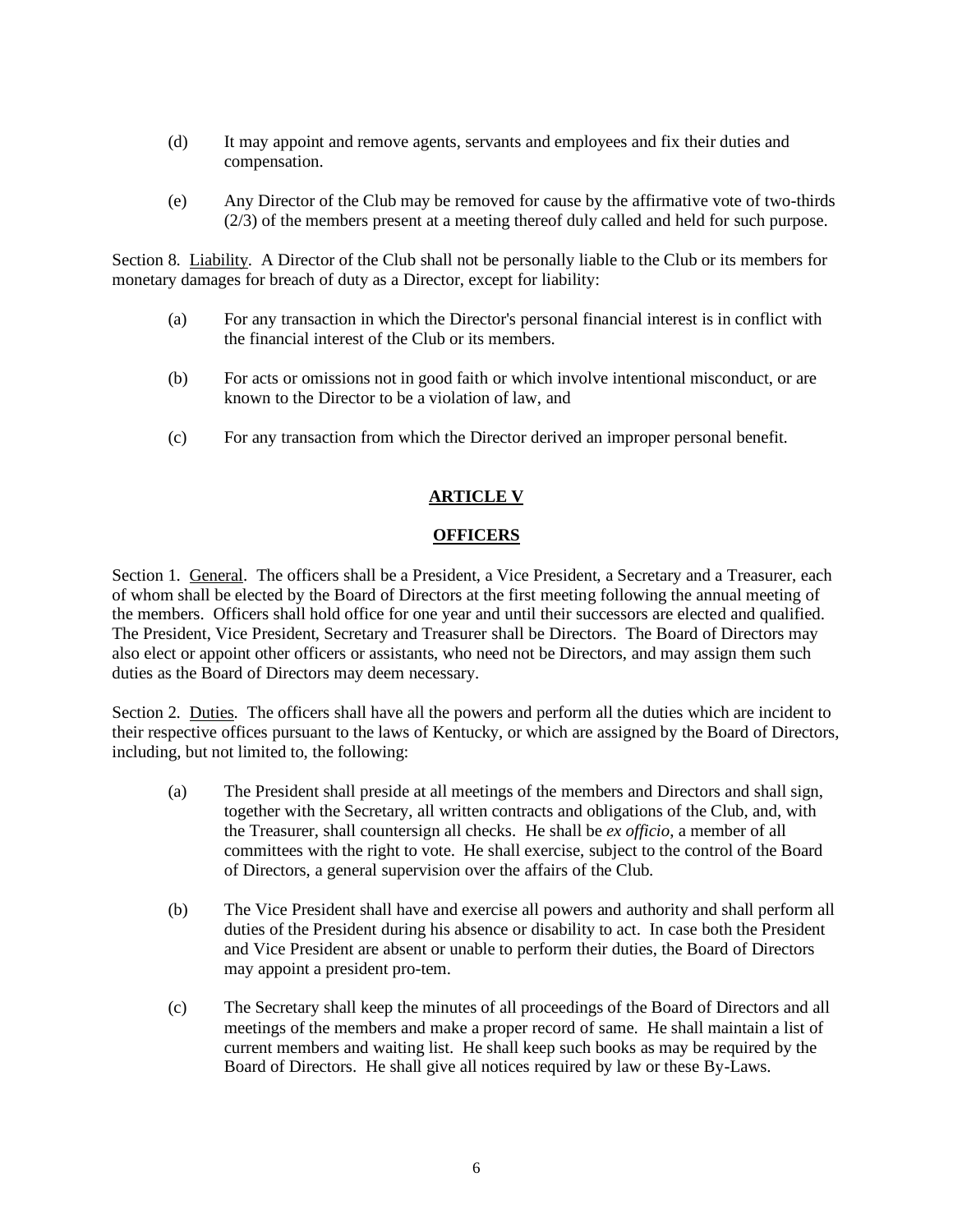(d) It may appoint and remove agents, servants and employees and fix their duties and compensation.

(e) Any Director of the Club may be removed for cause by the affirmative vote of two-thirds (2/3) of the members present at a meeting thereof duly called and held for such purpose.

Section 8. Liability. A Director of the Club shall not be personally liable to the Club or its members for monetary damages for breach of duty as a Director, except for liability:

(a) For any transaction in which the Director's personal financial interest is in conflict with the financial interest of the Club or its members.

(b) For acts or omissions not in good faith or which involve intentional misconduct, or are known to the Director to be a violation of law, and

(c) For any transaction from which the Director derived an improper personal benefit.

## ARTICLE V

## OFFICERS

Section 1. General. The officers shall be a President, a Vice President, a Secretary and a Treasurer, each of whom shall be elected by the Board of Directors at the first meeting following the annual meeting of the members. Officers shall hold office for one year and until their successors are elected and qualified. The President, Vice President, Secretary and Treasurer shall be Directors. The Board of Directors may also elect or appoint other officers or assistants, who need not be Directors, and may assign them such duties as the Board of Directors may deem necessary.

Section 2. Duties. The officers shall have all the powers and perform all the duties which are incident to their respective offices pursuant to the laws of Kentucky, or which are assigned by the Board of Directors, including, but not limited to, the following:

(a) The President shall preside at all meetings of the members and Directors and shall sign, together with the Secretary, all written contracts and obligations of the Club, and, with the Treasurer, shall countersign all checks. He shall be *ex officio*, a member of all committees with the right to vote. He shall exercise, subject to the control of the Board of Directors, a general supervision over the affairs of the Club.

(b) The Vice President shall have and exercise all powers and authority and shall perform all duties of the President during his absence or disability to act. In case both the President and Vice President are absent or unable to perform their duties, the Board of Directors may appoint a president pro-tem.

(c) The Secretary shall keep the minutes of all proceedings of the Board of Directors and all meetings of the members and make a proper record of same. He shall maintain a list of current members and waiting list. He shall keep such books as may be required by the Board of Directors. He shall give all notices required by law or these By-Laws.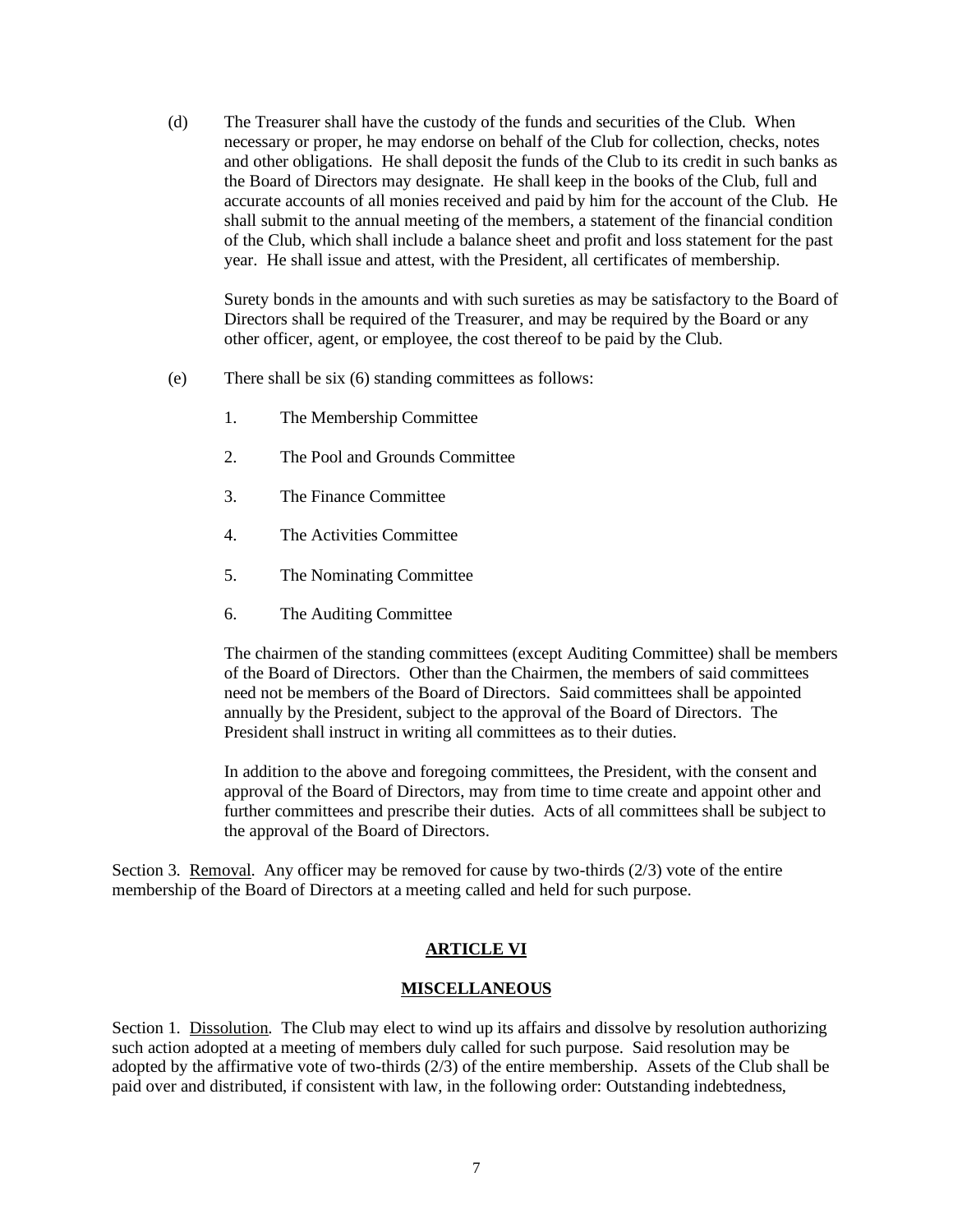(d) The Treasurer shall have the custody of the funds and securities of the Club. When necessary or proper, he may endorse on behalf of the Club for collection, checks, notes and other obligations. He shall deposit the funds of the Club to its credit in such banks as the Board of Directors may designate. He shall keep in the books of the Club, full and accurate accounts of all monies received and paid by him for the account of the Club. He shall submit to the annual meeting of the members, a statement of the financial condition of the Club, which shall include a balance sheet and profit and loss statement for the past year. He shall issue and attest, with the President, all certificates of membership.

Surety bonds in the amounts and with such sureties as may be satisfactory to the Board of Directors shall be required of the Treasurer, and may be required by the Board or any other officer, agent, or employee, the cost thereof to be paid by the Club.

(e) There shall be six (6) standing committees as follows:

1. The Membership Committee
2. The Pool and Grounds Committee
3. The Finance Committee
4. The Activities Committee
5. The Nominating Committee
6. The Auditing Committee

The chairmen of the standing committees (except Auditing Committee) shall be members of the Board of Directors. Other than the Chairmen, the members of said committees need not be members of the Board of Directors. Said committees shall be appointed annually by the President, subject to the approval of the Board of Directors. The President shall instruct in writing all committees as to their duties.

In addition to the above and foregoing committees, the President, with the consent and approval of the Board of Directors, may from time to time create and appoint other and further committees and prescribe their duties. Acts of all committees shall be subject to the approval of the Board of Directors.

Section 3. Removal. Any officer may be removed for cause by two-thirds (2/3) vote of the entire membership of the Board of Directors at a meeting called and held for such purpose.

## ARTICLE VI

## MISCELLANEOUS

Section 1. Dissolution. The Club may elect to wind up its affairs and dissolve by resolution authorizing such action adopted at a meeting of members duly called for such purpose. Said resolution may be adopted by the affirmative vote of two-thirds (2/3) of the entire membership. Assets of the Club shall be paid over and distributed, if consistent with law, in the following order: Outstanding indebtedness,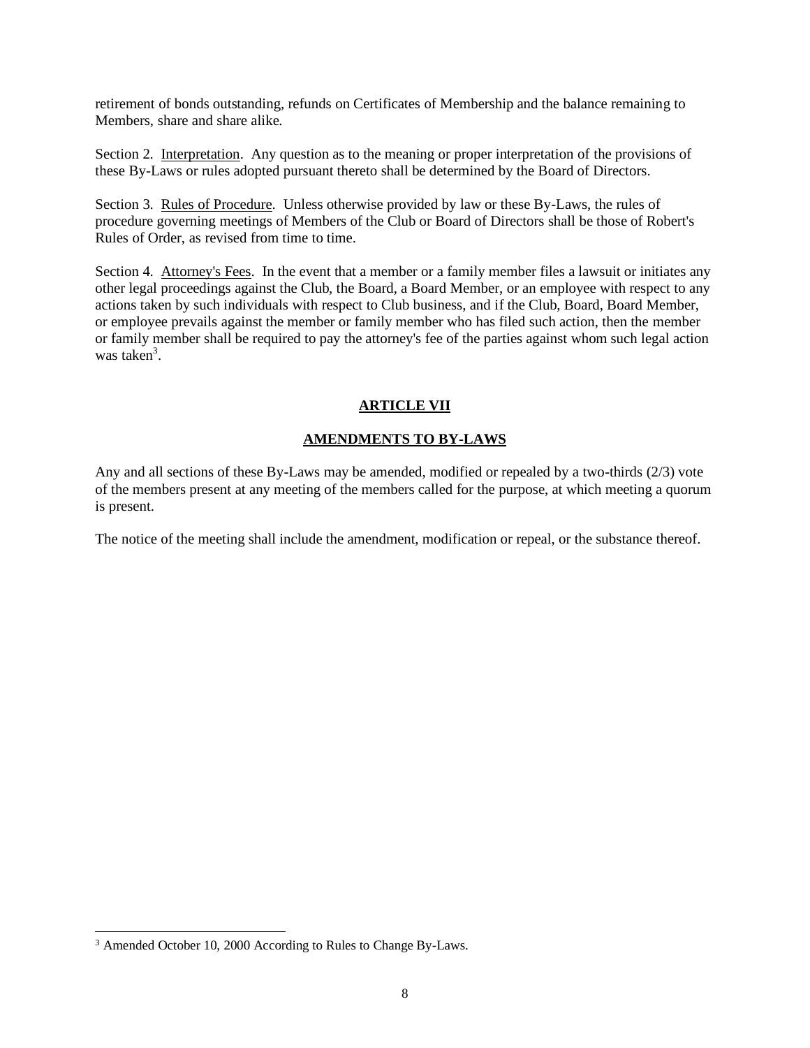retirement of bonds outstanding, refunds on Certificates of Membership and the balance remaining to Members, share and share alike.

Section 2. Interpretation. Any question as to the meaning or proper interpretation of the provisions of these By-Laws or rules adopted pursuant thereto shall be determined by the Board of Directors.

Section 3. Rules of Procedure. Unless otherwise provided by law or these By-Laws, the rules of procedure governing meetings of Members of the Club or Board of Directors shall be those of Robert's Rules of Order, as revised from time to time.

Section 4. Attorney's Fees. In the event that a member or a family member files a lawsuit or initiates any other legal proceedings against the Club, the Board, a Board Member, or an employee with respect to any actions taken by such individuals with respect to Club business, and if the Club, Board, Board Member, or employee prevails against the member or family member who has filed such action, then the member or family member shall be required to pay the attorney's fee of the parties against whom such legal action was taken[3].

## ARTICLE VII

## AMENDMENTS TO BY-LAWS

Any and all sections of these By-Laws may be amended, modified or repealed by a two-thirds (2/3) vote of the members present at any meeting of the members called for the purpose, at which meeting a quorum is present.

The notice of the meeting shall include the amendment, modification or repeal, or the substance thereof.

---

[3] Amended October 10, 2000 According to Rules to Change By-Laws.